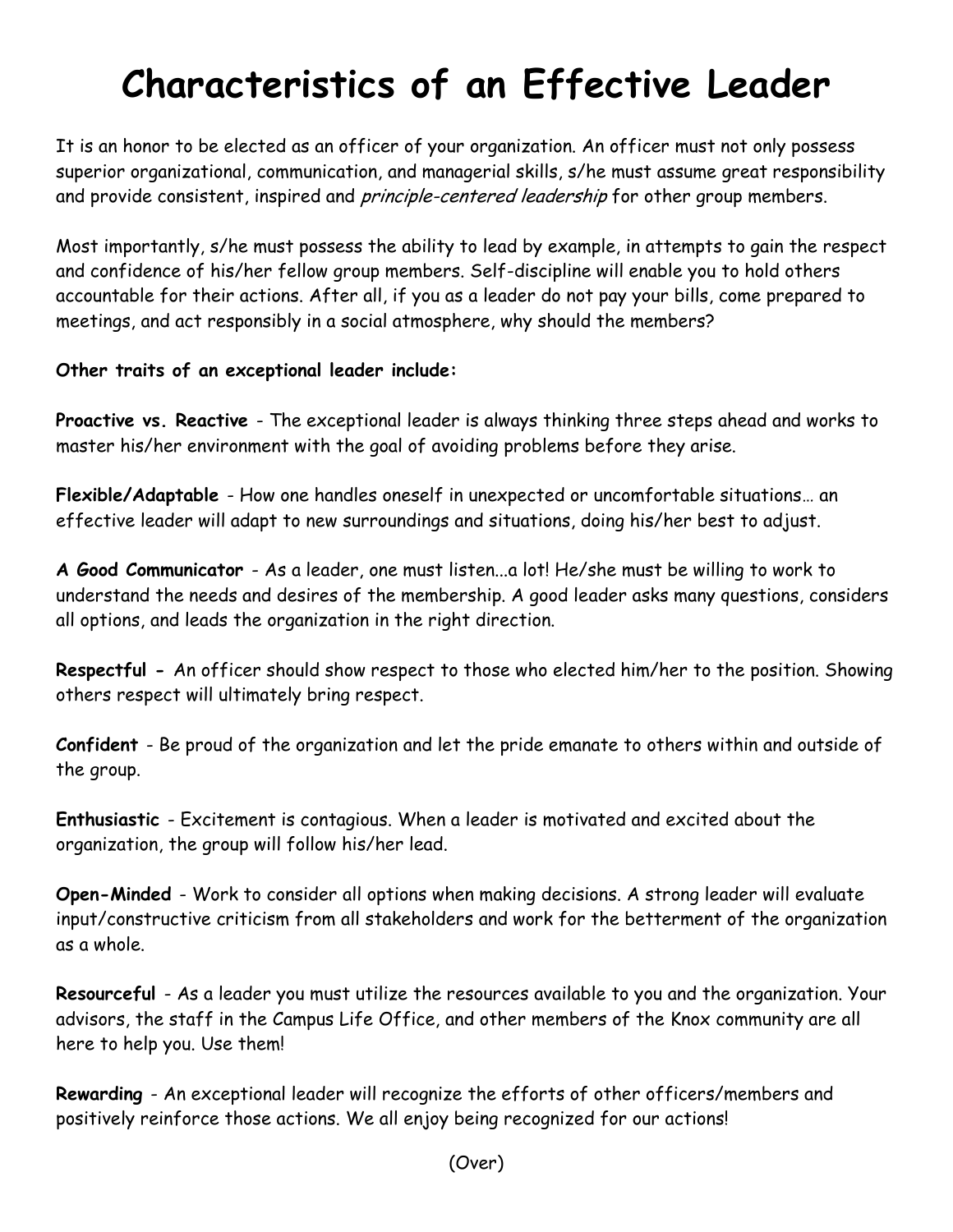# Characteristics of an Effective Leader

It is an honor to be elected as an officer of your organization. An officer must not only possess superior organizational, communication, and managerial skills, s/he must assume great responsibility and provide consistent, inspired and *principle-centered leadership* for other group members.

Most importantly, s/he must possess the ability to lead by example, in attempts to gain the respect and confidence of his/her fellow group members. Self-discipline will enable you to hold others accountable for their actions. After all, if you as a leader do not pay your bills, come prepared to meetings, and act responsibly in a social atmosphere, why should the members?

**Other traits of an exceptional leader include:**

**Proactive vs. Reactive** - The exceptional leader is always thinking three steps ahead and works to master his/her environment with the goal of avoiding problems before they arise.

**Flexible/Adaptable** - How one handles oneself in unexpected or uncomfortable situations… an effective leader will adapt to new surroundings and situations, doing his/her best to adjust.

**A Good Communicator** - As a leader, one must listen...a lot! He/she must be willing to work to understand the needs and desires of the membership. A good leader asks many questions, considers all options, and leads the organization in the right direction.

**Respectful -** An officer should show respect to those who elected him/her to the position. Showing others respect will ultimately bring respect.

**Confident** - Be proud of the organization and let the pride emanate to others within and outside of the group.

**Enthusiastic** - Excitement is contagious. When a leader is motivated and excited about the organization, the group will follow his/her lead.

**Open-Minded** - Work to consider all options when making decisions. A strong leader will evaluate input/constructive criticism from all stakeholders and work for the betterment of the organization as a whole.

**Resourceful** - As a leader you must utilize the resources available to you and the organization. Your advisors, the staff in the Campus Life Office, and other members of the Knox community are all here to help you. Use them!

**Rewarding** - An exceptional leader will recognize the efforts of other officers/members and positively reinforce those actions. We all enjoy being recognized for our actions!

(Over)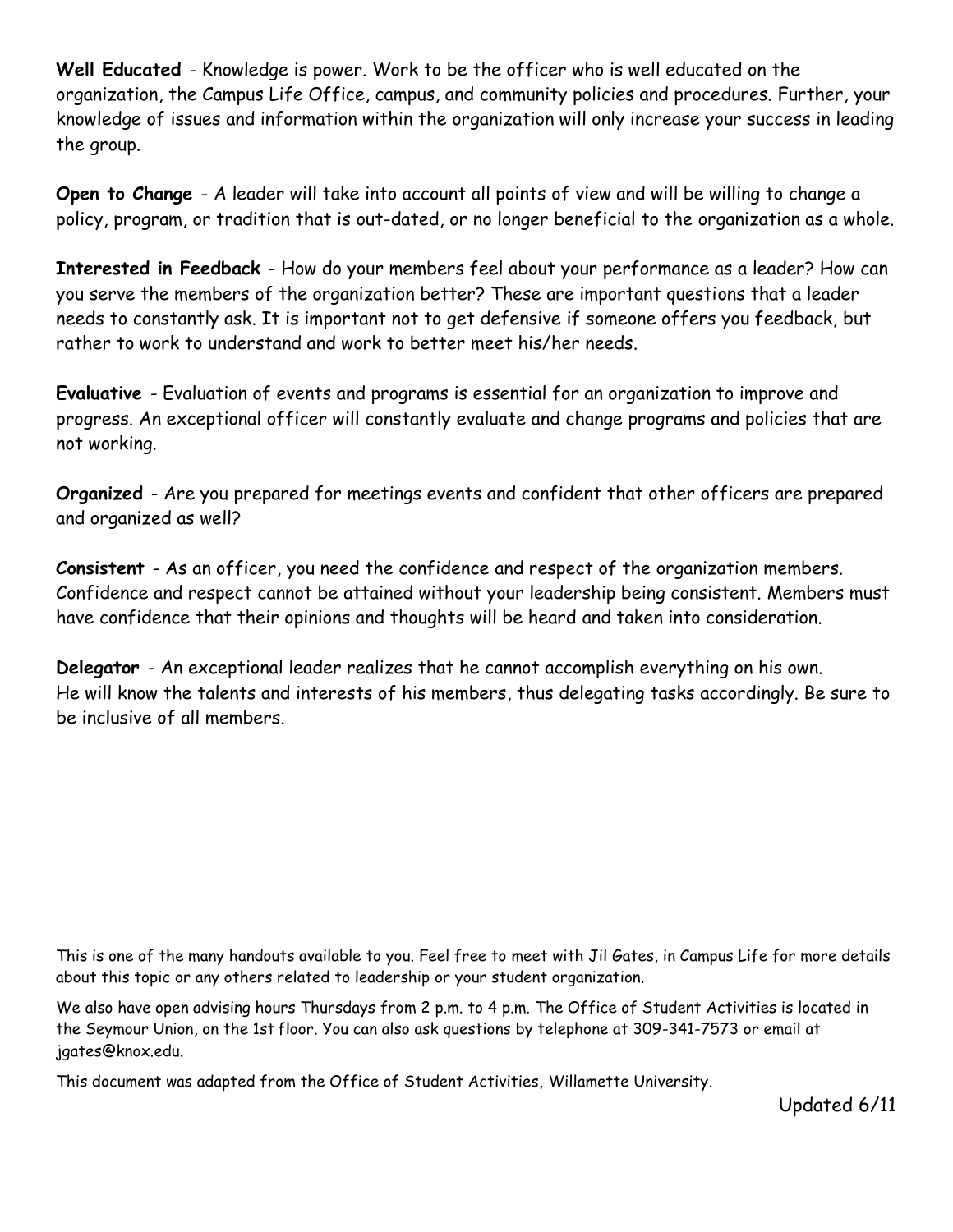**Well Educated** - Knowledge is power. Work to be the officer who is well educated on the organization, the Campus Life Office, campus, and community policies and procedures. Further, your knowledge of issues and information within the organization will only increase your success in leading the group.

**Open to Change** - A leader will take into account all points of view and will be willing to change a policy, program, or tradition that is out-dated, or no longer beneficial to the organization as a whole.

**Interested in Feedback** - How do your members feel about your performance as a leader? How can you serve the members of the organization better? These are important questions that a leader needs to constantly ask. It is important not to get defensive if someone offers you feedback, but rather to work to understand and work to better meet his/her needs.

**Evaluative** - Evaluation of events and programs is essential for an organization to improve and progress. An exceptional officer will constantly evaluate and change programs and policies that are not working.

**Organized** - Are you prepared for meetings events and confident that other officers are prepared and organized as well?

**Consistent** - As an officer, you need the confidence and respect of the organization members. Confidence and respect cannot be attained without your leadership being consistent. Members must have confidence that their opinions and thoughts will be heard and taken into consideration.

**Delegator** - An exceptional leader realizes that he cannot accomplish everything on his own. He will know the talents and interests of his members, thus delegating tasks accordingly. Be sure to be inclusive of all members.

This is one of the many handouts available to you. Feel free to meet with Jil Gates, in Campus Life for more details about this topic or any others related to leadership or your student organization.

We also have open advising hours Thursdays from 2 p.m. to 4 p.m. The Office of Student Activities is located in the Seymour Union, on the 1st floor. You can also ask questions by telephone at 309-341-7573 or email at jgates@knox.edu.

This document was adapted from the Office of Student Activities, Willamette University.

Updated 6/11